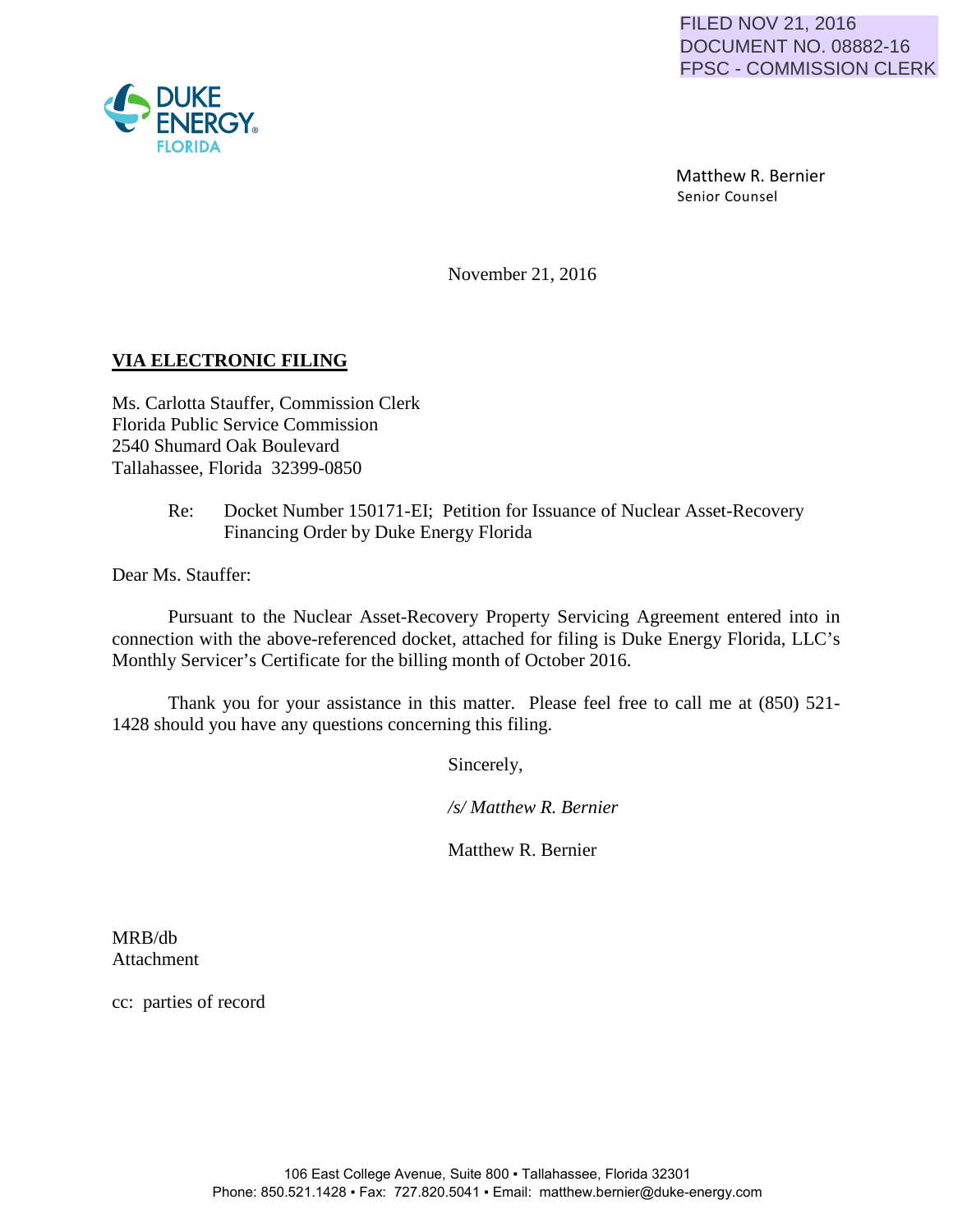FILED NOV 21, 2016
DOCUMENT NO. 08882-16
FPSC - COMMISSION CLERK

DUKE ENERGY
FLORIDA

Matthew R. Bernier
Senior Counsel

November 21, 2016

**VIA ELECTRONIC FILING**

Ms. Carlotta Stauffer, Commission Clerk
Florida Public Service Commission
2540 Shumard Oak Boulevard
Tallahassee, Florida 32399-0850

Re: Docket Number 150171-EI; Petition for Issuance of Nuclear Asset-Recovery Financing Order by Duke Energy Florida

Dear Ms. Stauffer:

Pursuant to the Nuclear Asset-Recovery Property Servicing Agreement entered into in connection with the above-referenced docket, attached for filing is Duke Energy Florida, LLC's Monthly Servicer's Certificate for the billing month of October 2016.

Thank you for your assistance in this matter. Please feel free to call me at (850) 521-1428 should you have any questions concerning this filing.

Sincerely,

*/s/ Matthew R. Bernier*

Matthew R. Bernier

MRB/db
Attachment

cc: parties of record

106 East College Avenue, Suite 800 ▪ Tallahassee, Florida 32301
Phone: 850.521.1428 ▪ Fax: 727.820.5041 ▪ Email: matthew.bernier@duke-energy.com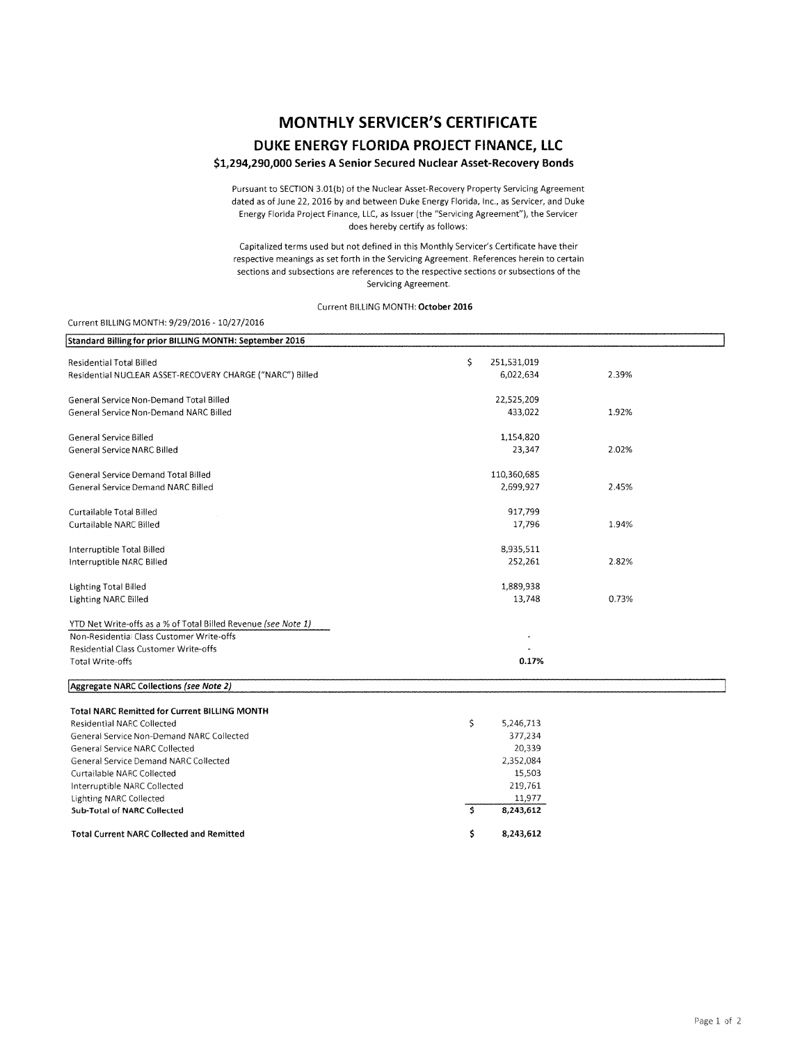# MONTHLY SERVICER'S CERTIFICATE

## DUKE ENERGY FLORIDA PROJECT FINANCE, LLC

### $1,294,290,000 Series A Senior Secured Nuclear Asset-Recovery Bonds

Pursuant to SECTION 3.01(b) of the Nuclear Asset-Recovery Property Servicing Agreement dated as of June 22, 2016 by and between Duke Energy Florida, Inc., as Servicer, and Duke Energy Florida Project Finance, LLC, as Issuer (the "Servicing Agreement"), the Servicer does hereby certify as follows:

Capitalized terms used but not defined in this Monthly Servicer's Certificate have their respective meanings as set forth in the Servicing Agreement. References herein to certain sections and subsections are references to the respective sections or subsections of the Servicing Agreement.

Current BILLING MONTH: **October 2016**

Current BILLING MONTH: 9/29/2016 - 10/27/2016

| Standard Billing for prior BILLING MONTH: September 2016 | | |
|---|---|---|
| Residential Total Billed | $ 251,531,019 | |
| Residential NUCLEAR ASSET-RECOVERY CHARGE ("NARC") Billed | 6,022,634 | 2.39% |
| | | |
| General Service Non-Demand Total Billed | 22,525,209 | |
| General Service Non-Demand NARC Billed | 433,022 | 1.92% |
| | | |
| General Service Billed | 1,154,820 | |
| General Service NARC Billed | 23,347 | 2.02% |
| | | |
| General Service Demand Total Billed | 110,360,685 | |
| General Service Demand NARC Billed | 2,699,927 | 2.45% |
| | | |
| Curtailable Total Billed | 917,799 | |
| Curtailable NARC Billed | 17,796 | 1.94% |
| | | |
| Interruptible Total Billed | 8,935,511 | |
| Interruptible NARC Billed | 252,261 | 2.82% |
| | | |
| Lighting Total Billed | 1,889,938 | |
| Lighting NARC Billed | 13,748 | 0.73% |
| | | |
| YTD Net Write-offs as a % of Total Billed Revenue *(see Note 1)* | | |
| Non-Residential Class Customer Write-offs | - | |
| Residential Class Customer Write-offs | - | |
| Total Write-offs | **0.17%** | |

| Aggregate NARC Collections *(see Note 2)* | |
|---|---|
| **Total NARC Remitted for Current BILLING MONTH** | |
| Residential NARC Collected | $ 5,246,713 |
| General Service Non-Demand NARC Collected | 377,234 |
| General Service NARC Collected | 20,339 |
| General Service Demand NARC Collected | 2,352,084 |
| Curtailable NARC Collected | 15,503 |
| Interruptible NARC Collected | 219,761 |
| Lighting NARC Collected | 11,977 |
| **Sub-Total of NARC Collected** | **$ 8,243,612** |
| | |
| **Total Current NARC Collected and Remitted** | **$ 8,243,612** |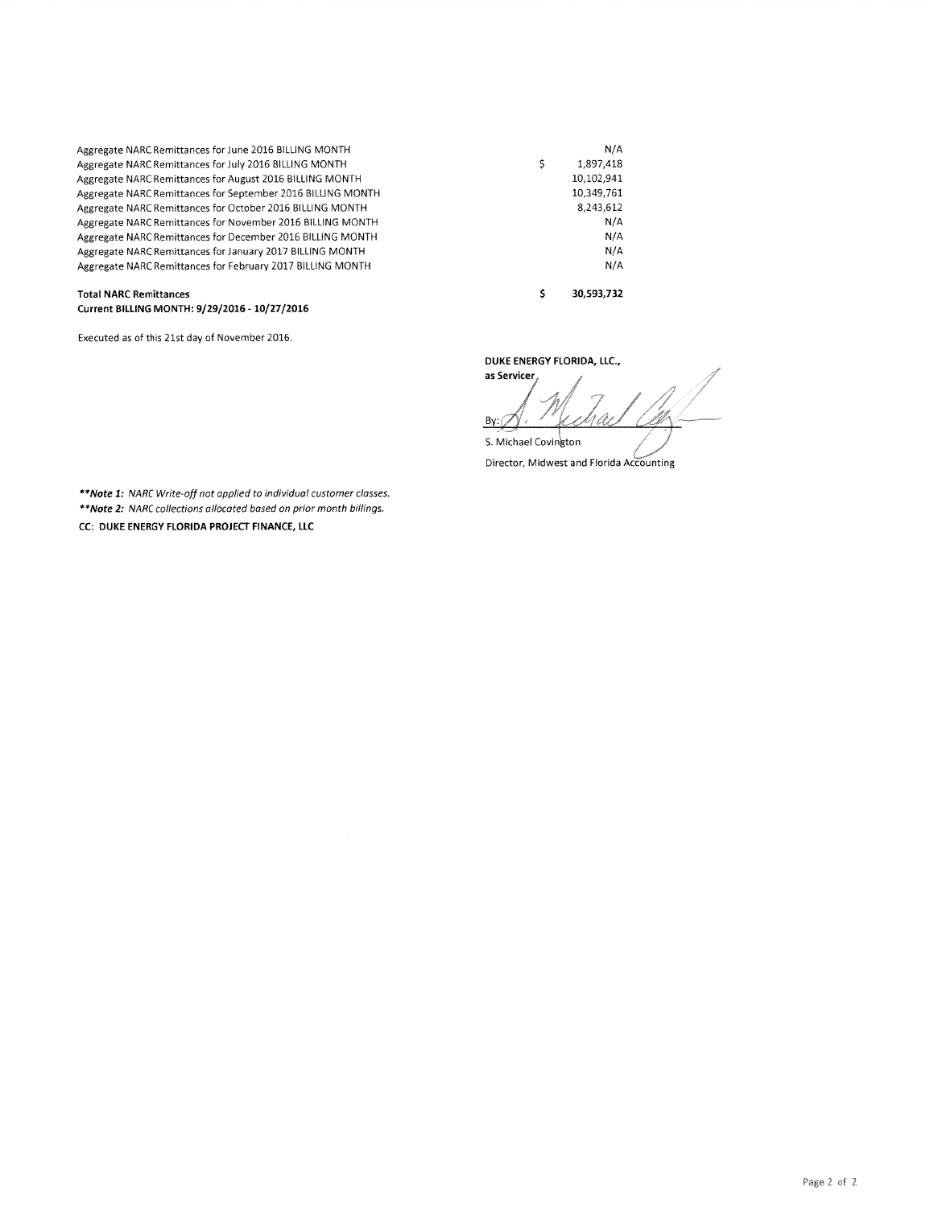| | |
|---|---|
| Aggregate NARC Remittances for June 2016 BILLING MONTH | N/A |
| Aggregate NARC Remittances for July 2016 BILLING MONTH | $ 1,897,418 |
| Aggregate NARC Remittances for August 2016 BILLING MONTH | 10,102,941 |
| Aggregate NARC Remittances for September 2016 BILLING MONTH | 10,349,761 |
| Aggregate NARC Remittances for October 2016 BILLING MONTH | 8,243,612 |
| Aggregate NARC Remittances for November 2016 BILLING MONTH | N/A |
| Aggregate NARC Remittances for December 2016 BILLING MONTH | N/A |
| Aggregate NARC Remittances for January 2017 BILLING MONTH | N/A |
| Aggregate NARC Remittances for February 2017 BILLING MONTH | N/A |
| **Total NARC Remittances** | **$ 30,593,732** |

**Current BILLING MONTH: 9/29/2016 - 10/27/2016**

Executed as of this 21st day of November 2016.

**DUKE ENERGY FLORIDA, LLC.,**
**as Servicer**

By: [signature]

S. Michael Covington

Director, Midwest and Florida Accounting

***Note 1:** *NARC Write-off not applied to individual customer classes.*

***Note 2:** *NARC collections allocated based on prior month billings.*

**CC: DUKE ENERGY FLORIDA PROJECT FINANCE, LLC**